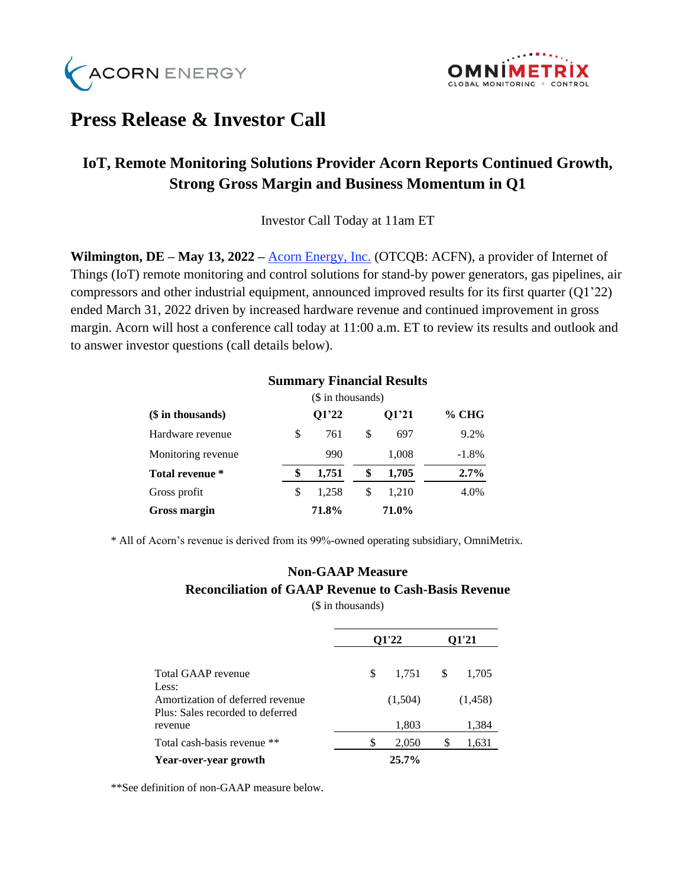ACORN ENERGY

OMNIMETRIX GLOBAL MONITORING + CONTROL

# Press Release & Investor Call

## IoT, Remote Monitoring Solutions Provider Acorn Reports Continued Growth, Strong Gross Margin and Business Momentum in Q1

Investor Call Today at 11am ET

**Wilmington, DE – May 13, 2022 –** Acorn Energy, Inc. (OTCQB: ACFN), a provider of Internet of Things (IoT) remote monitoring and control solutions for stand-by power generators, gas pipelines, air compressors and other industrial equipment, announced improved results for its first quarter (Q1'22) ended March 31, 2022 driven by increased hardware revenue and continued improvement in gross margin. Acorn will host a conference call today at 11:00 a.m. ET to review its results and outlook and to answer investor questions (call details below).

**Summary Financial Results**

($ in thousands)

| **($ in thousands)** | **Q1'22** | **Q1'21** | **% CHG** |
|---|---|---|---|
| Hardware revenue | $ 761 | $ 697 | 9.2% |
| Monitoring revenue | 990 | 1,008 | -1.8% |
| **Total revenue *** | **$ 1,751** | **$ 1,705** | **2.7%** |
| Gross profit | $ 1,258 | $ 1,210 | 4.0% |
| **Gross margin** | **71.8%** | **71.0%** | |

\* All of Acorn's revenue is derived from its 99%-owned operating subsidiary, OmniMetrix.

**Non-GAAP Measure**
**Reconciliation of GAAP Revenue to Cash-Basis Revenue**

($ in thousands)

| | **Q1'22** | **Q1'21** |
|---|---|---|
| Total GAAP revenue | $ 1,751 | $ 1,705 |
| Less: | | |
| Amortization of deferred revenue | (1,504) | (1,458) |
| Plus: Sales recorded to deferred revenue | 1,803 | 1,384 |
| Total cash-basis revenue ** | $ 2,050 | $ 1,631 |
| **Year-over-year growth** | **25.7%** | |

**See definition of non-GAAP measure below.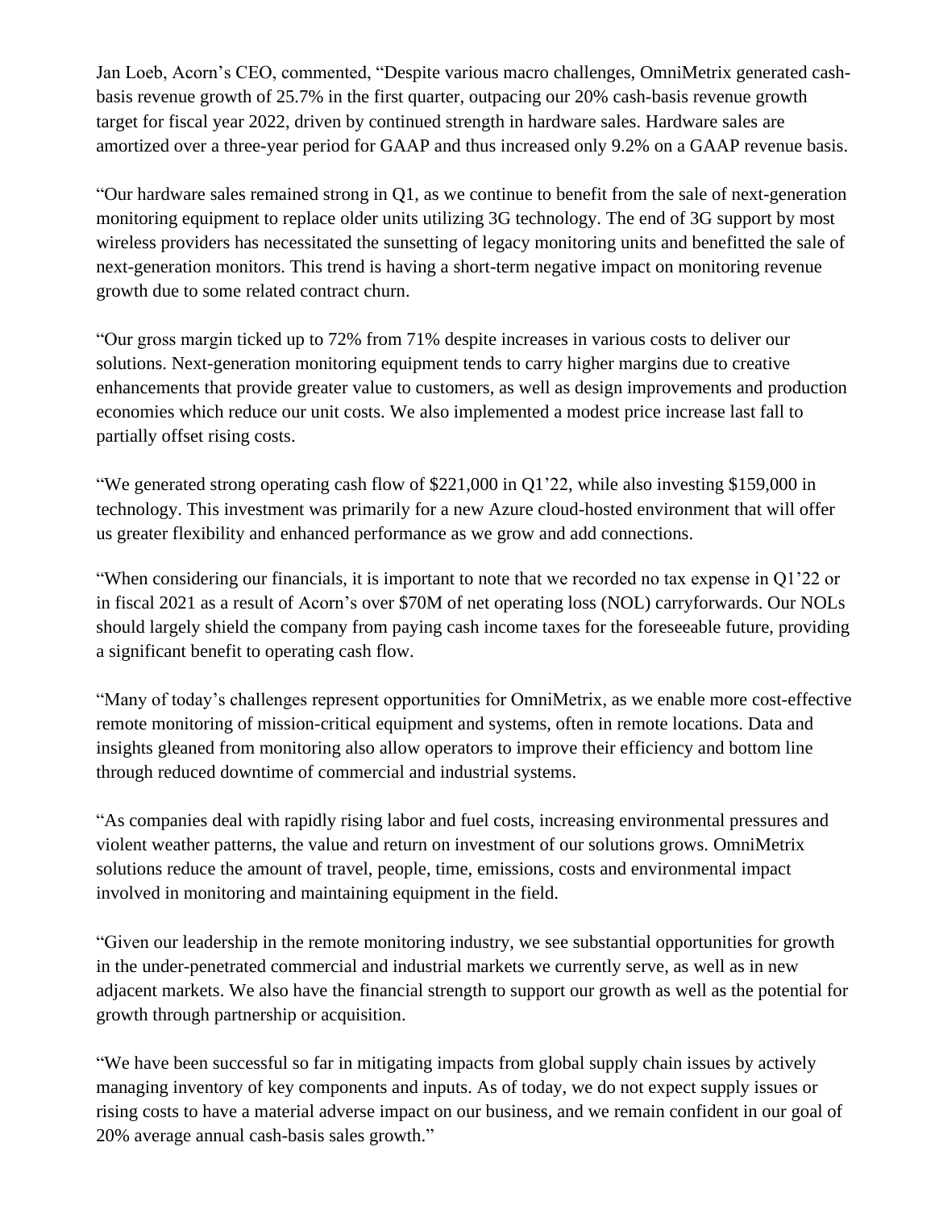Jan Loeb, Acorn's CEO, commented, "Despite various macro challenges, OmniMetrix generated cash-basis revenue growth of 25.7% in the first quarter, outpacing our 20% cash-basis revenue growth target for fiscal year 2022, driven by continued strength in hardware sales. Hardware sales are amortized over a three-year period for GAAP and thus increased only 9.2% on a GAAP revenue basis.

"Our hardware sales remained strong in Q1, as we continue to benefit from the sale of next-generation monitoring equipment to replace older units utilizing 3G technology. The end of 3G support by most wireless providers has necessitated the sunsetting of legacy monitoring units and benefitted the sale of next-generation monitors. This trend is having a short-term negative impact on monitoring revenue growth due to some related contract churn.

"Our gross margin ticked up to 72% from 71% despite increases in various costs to deliver our solutions. Next-generation monitoring equipment tends to carry higher margins due to creative enhancements that provide greater value to customers, as well as design improvements and production economies which reduce our unit costs. We also implemented a modest price increase last fall to partially offset rising costs.

"We generated strong operating cash flow of $221,000 in Q1'22, while also investing $159,000 in technology. This investment was primarily for a new Azure cloud-hosted environment that will offer us greater flexibility and enhanced performance as we grow and add connections.

"When considering our financials, it is important to note that we recorded no tax expense in Q1'22 or in fiscal 2021 as a result of Acorn's over $70M of net operating loss (NOL) carryforwards. Our NOLs should largely shield the company from paying cash income taxes for the foreseeable future, providing a significant benefit to operating cash flow.

"Many of today's challenges represent opportunities for OmniMetrix, as we enable more cost-effective remote monitoring of mission-critical equipment and systems, often in remote locations. Data and insights gleaned from monitoring also allow operators to improve their efficiency and bottom line through reduced downtime of commercial and industrial systems.

"As companies deal with rapidly rising labor and fuel costs, increasing environmental pressures and violent weather patterns, the value and return on investment of our solutions grows. OmniMetrix solutions reduce the amount of travel, people, time, emissions, costs and environmental impact involved in monitoring and maintaining equipment in the field.

"Given our leadership in the remote monitoring industry, we see substantial opportunities for growth in the under-penetrated commercial and industrial markets we currently serve, as well as in new adjacent markets. We also have the financial strength to support our growth as well as the potential for growth through partnership or acquisition.

"We have been successful so far in mitigating impacts from global supply chain issues by actively managing inventory of key components and inputs. As of today, we do not expect supply issues or rising costs to have a material adverse impact on our business, and we remain confident in our goal of 20% average annual cash-basis sales growth."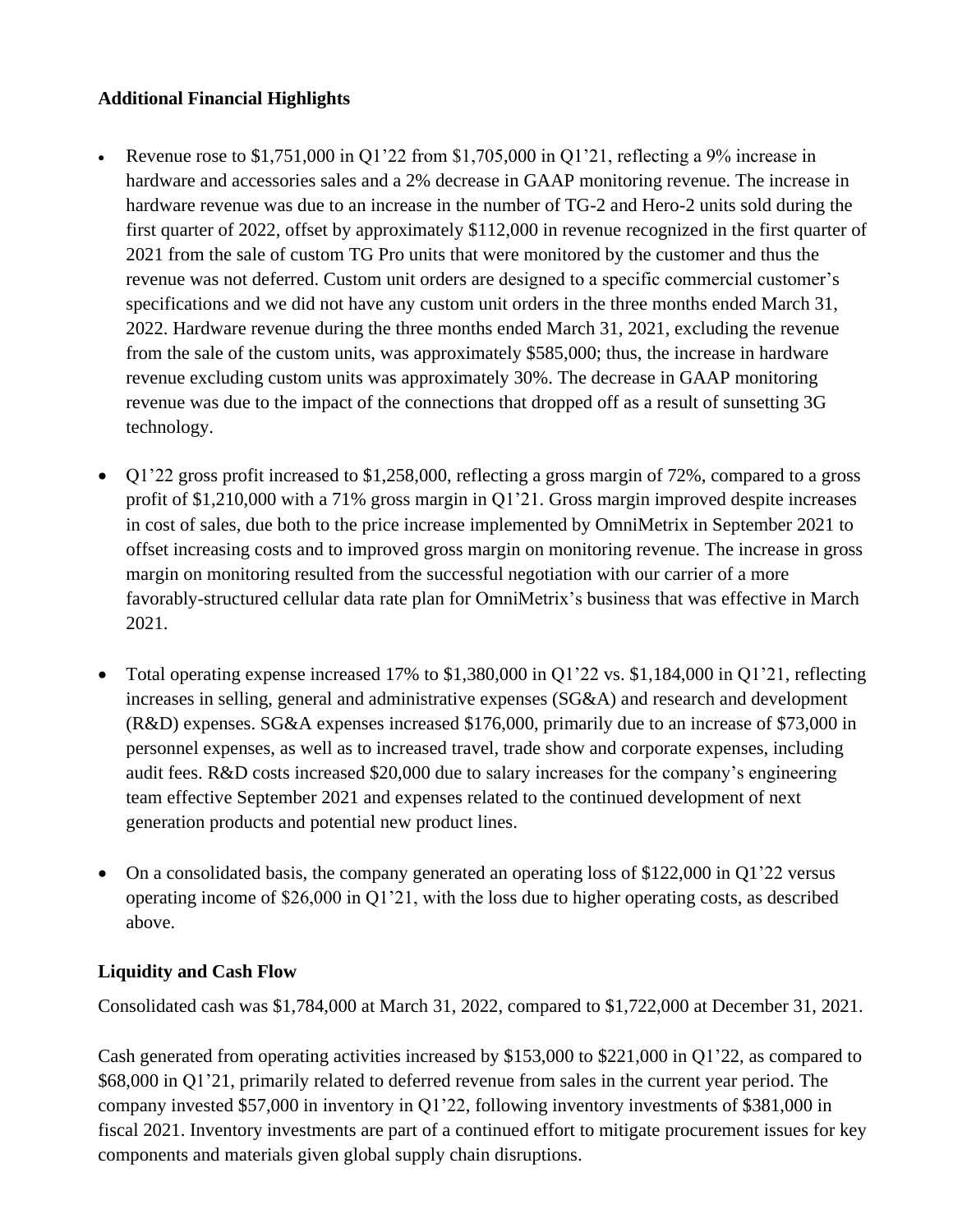**Additional Financial Highlights**

- Revenue rose to $1,751,000 in Q1'22 from $1,705,000 in Q1'21, reflecting a 9% increase in hardware and accessories sales and a 2% decrease in GAAP monitoring revenue. The increase in hardware revenue was due to an increase in the number of TG-2 and Hero-2 units sold during the first quarter of 2022, offset by approximately $112,000 in revenue recognized in the first quarter of 2021 from the sale of custom TG Pro units that were monitored by the customer and thus the revenue was not deferred. Custom unit orders are designed to a specific commercial customer's specifications and we did not have any custom unit orders in the three months ended March 31, 2022. Hardware revenue during the three months ended March 31, 2021, excluding the revenue from the sale of the custom units, was approximately $585,000; thus, the increase in hardware revenue excluding custom units was approximately 30%. The decrease in GAAP monitoring revenue was due to the impact of the connections that dropped off as a result of sunsetting 3G technology.

- Q1'22 gross profit increased to $1,258,000, reflecting a gross margin of 72%, compared to a gross profit of $1,210,000 with a 71% gross margin in Q1'21. Gross margin improved despite increases in cost of sales, due both to the price increase implemented by OmniMetrix in September 2021 to offset increasing costs and to improved gross margin on monitoring revenue. The increase in gross margin on monitoring resulted from the successful negotiation with our carrier of a more favorably-structured cellular data rate plan for OmniMetrix's business that was effective in March 2021.

- Total operating expense increased 17% to $1,380,000 in Q1'22 vs. $1,184,000 in Q1'21, reflecting increases in selling, general and administrative expenses (SG&A) and research and development (R&D) expenses. SG&A expenses increased $176,000, primarily due to an increase of $73,000 in personnel expenses, as well as to increased travel, trade show and corporate expenses, including audit fees. R&D costs increased $20,000 due to salary increases for the company's engineering team effective September 2021 and expenses related to the continued development of next generation products and potential new product lines.

- On a consolidated basis, the company generated an operating loss of $122,000 in Q1'22 versus operating income of $26,000 in Q1'21, with the loss due to higher operating costs, as described above.

**Liquidity and Cash Flow**

Consolidated cash was $1,784,000 at March 31, 2022, compared to $1,722,000 at December 31, 2021.

Cash generated from operating activities increased by $153,000 to $221,000 in Q1'22, as compared to $68,000 in Q1'21, primarily related to deferred revenue from sales in the current year period. The company invested $57,000 in inventory in Q1'22, following inventory investments of $381,000 in fiscal 2021. Inventory investments are part of a continued effort to mitigate procurement issues for key components and materials given global supply chain disruptions.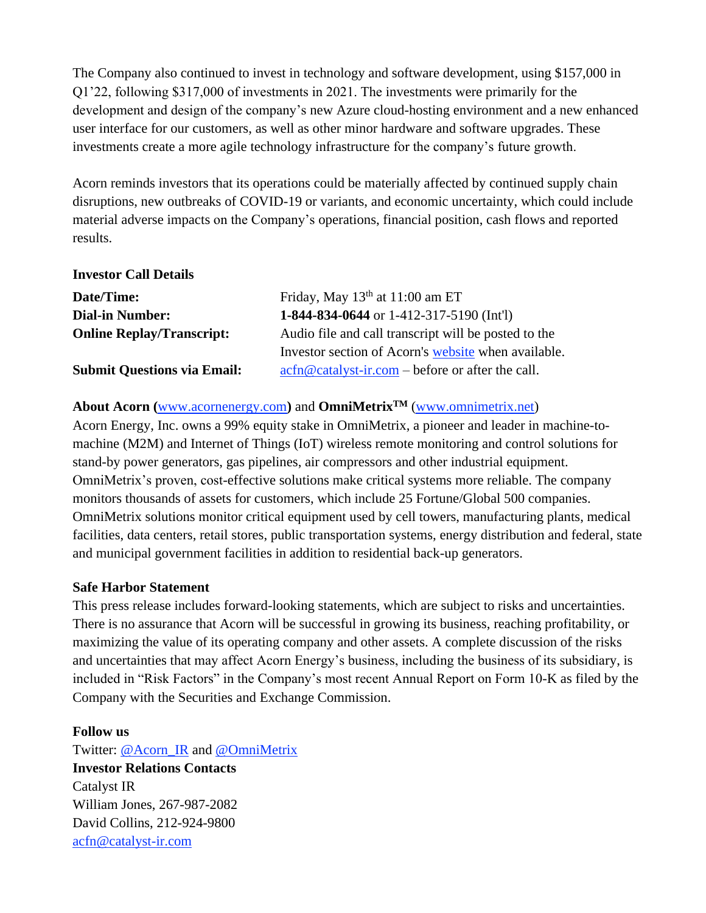The Company also continued to invest in technology and software development, using $157,000 in Q1’22, following $317,000 of investments in 2021. The investments were primarily for the development and design of the company’s new Azure cloud-hosting environment and a new enhanced user interface for our customers, as well as other minor hardware and software upgrades. These investments create a more agile technology infrastructure for the company’s future growth.

Acorn reminds investors that its operations could be materially affected by continued supply chain disruptions, new outbreaks of COVID-19 or variants, and economic uncertainty, which could include material adverse impacts on the Company’s operations, financial position, cash flows and reported results.

**Investor Call Details**

| | |
|---|---|
| **Date/Time:** | Friday, May 13th at 11:00 am ET |
| **Dial-in Number:** | **1-844-834-0644** or 1-412-317-5190 (Int'l) |
| **Online Replay/Transcript:** | Audio file and call transcript will be posted to the Investor section of Acorn's website when available. |
| **Submit Questions via Email:** | acfn@catalyst-ir.com – before or after the call. |

**About Acorn (**www.acornenergy.com**) and OmniMetrix™** (www.omnimetrix.net)
Acorn Energy, Inc. owns a 99% equity stake in OmniMetrix, a pioneer and leader in machine-to-machine (M2M) and Internet of Things (IoT) wireless remote monitoring and control solutions for stand-by power generators, gas pipelines, air compressors and other industrial equipment. OmniMetrix’s proven, cost-effective solutions make critical systems more reliable. The company monitors thousands of assets for customers, which include 25 Fortune/Global 500 companies. OmniMetrix solutions monitor critical equipment used by cell towers, manufacturing plants, medical facilities, data centers, retail stores, public transportation systems, energy distribution and federal, state and municipal government facilities in addition to residential back-up generators.

**Safe Harbor Statement**
This press release includes forward-looking statements, which are subject to risks and uncertainties. There is no assurance that Acorn will be successful in growing its business, reaching profitability, or maximizing the value of its operating company and other assets. A complete discussion of the risks and uncertainties that may affect Acorn Energy’s business, including the business of its subsidiary, is included in “Risk Factors” in the Company’s most recent Annual Report on Form 10-K as filed by the Company with the Securities and Exchange Commission.

**Follow us**
Twitter: @Acorn_IR and @OmniMetrix
**Investor Relations Contacts**
Catalyst IR
William Jones, 267-987-2082
David Collins, 212-924-9800
acfn@catalyst-ir.com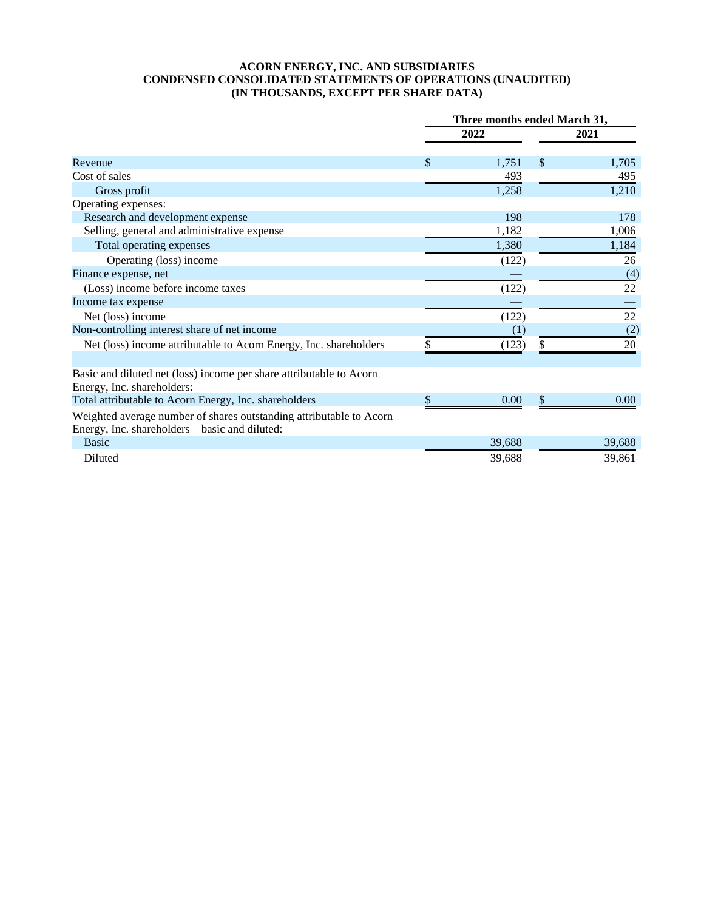**ACORN ENERGY, INC. AND SUBSIDIARIES**
**CONDENSED CONSOLIDATED STATEMENTS OF OPERATIONS (UNAUDITED)**
**(IN THOUSANDS, EXCEPT PER SHARE DATA)**

| | Three months ended March 31, | |
|---|---|---|
| | **2022** | **2021** |
| Revenue | $ 1,751 | $ 1,705 |
| Cost of sales | 493 | 495 |
| Gross profit | 1,258 | 1,210 |
| Operating expenses: | | |
| Research and development expense | 198 | 178 |
| Selling, general and administrative expense | 1,182 | 1,006 |
| Total operating expenses | 1,380 | 1,184 |
| Operating (loss) income | (122) | 26 |
| Finance expense, net | — | (4) |
| (Loss) income before income taxes | (122) | 22 |
| Income tax expense | — | — |
| Net (loss) income | (122) | 22 |
| Non-controlling interest share of net income | (1) | (2) |
| Net (loss) income attributable to Acorn Energy, Inc. shareholders | $ (123) | $ 20 |
| | | |
| Basic and diluted net (loss) income per share attributable to Acorn Energy, Inc. shareholders: | | |
| Total attributable to Acorn Energy, Inc. shareholders | $ 0.00 | $ 0.00 |
| Weighted average number of shares outstanding attributable to Acorn Energy, Inc. shareholders – basic and diluted: | | |
| Basic | 39,688 | 39,688 |
| Diluted | 39,688 | 39,861 |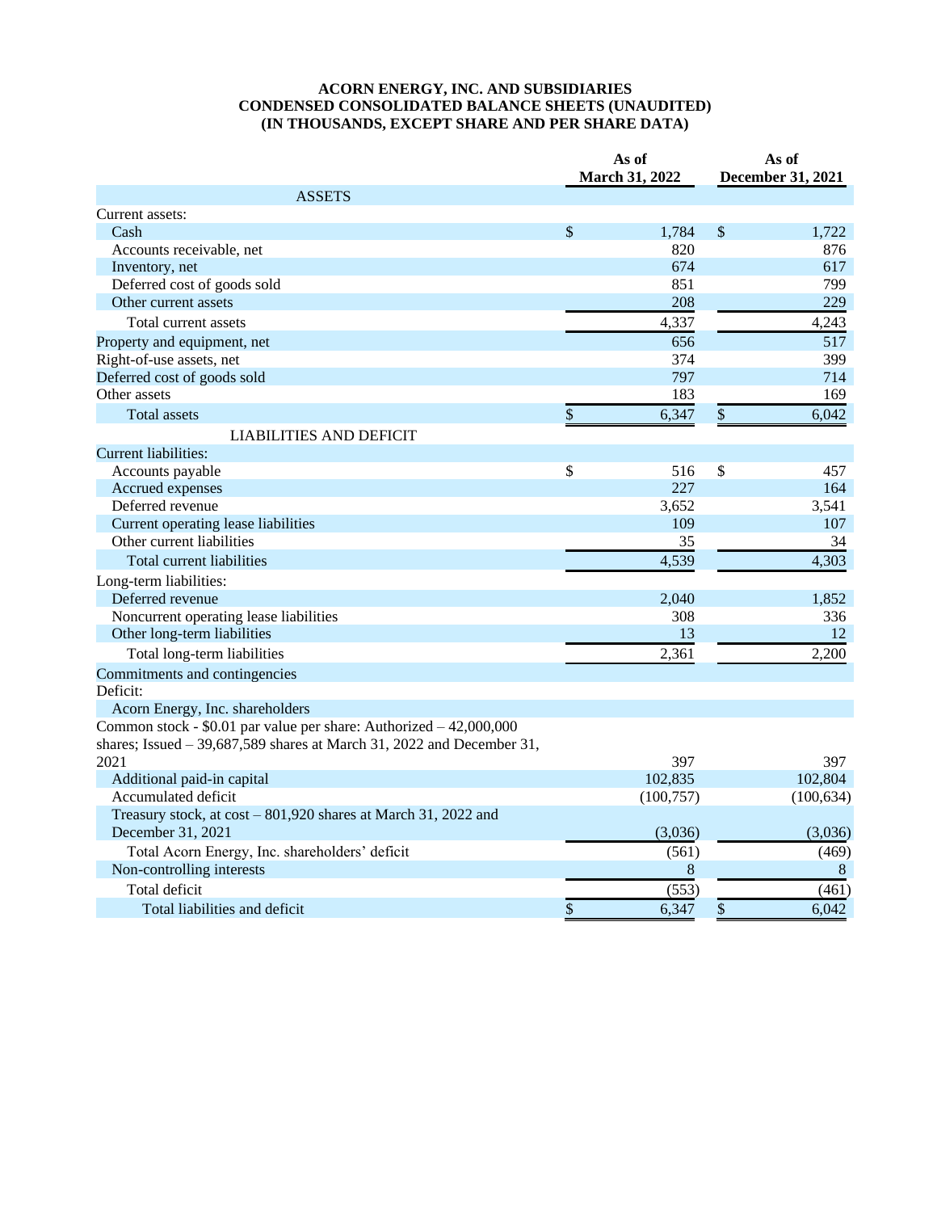**ACORN ENERGY, INC. AND SUBSIDIARIES**
**CONDENSED CONSOLIDATED BALANCE SHEETS (UNAUDITED)**
**(IN THOUSANDS, EXCEPT SHARE AND PER SHARE DATA)**

| | As of March 31, 2022 | As of December 31, 2021 |
|---|---|---|
| ASSETS | | |
| Current assets: | | |
| Cash | $ 1,784 | $ 1,722 |
| Accounts receivable, net | 820 | 876 |
| Inventory, net | 674 | 617 |
| Deferred cost of goods sold | 851 | 799 |
| Other current assets | 208 | 229 |
| Total current assets | 4,337 | 4,243 |
| Property and equipment, net | 656 | 517 |
| Right-of-use assets, net | 374 | 399 |
| Deferred cost of goods sold | 797 | 714 |
| Other assets | 183 | 169 |
| Total assets | $ 6,347 | $ 6,042 |
| LIABILITIES AND DEFICIT | | |
| Current liabilities: | | |
| Accounts payable | $ 516 | $ 457 |
| Accrued expenses | 227 | 164 |
| Deferred revenue | 3,652 | 3,541 |
| Current operating lease liabilities | 109 | 107 |
| Other current liabilities | 35 | 34 |
| Total current liabilities | 4,539 | 4,303 |
| Long-term liabilities: | | |
| Deferred revenue | 2,040 | 1,852 |
| Noncurrent operating lease liabilities | 308 | 336 |
| Other long-term liabilities | 13 | 12 |
| Total long-term liabilities | 2,361 | 2,200 |
| Commitments and contingencies | | |
| Deficit: | | |
| Acorn Energy, Inc. shareholders | | |
| Common stock - $0.01 par value per share: Authorized – 42,000,000 shares; Issued – 39,687,589 shares at March 31, 2022 and December 31, 2021 | 397 | 397 |
| Additional paid-in capital | 102,835 | 102,804 |
| Accumulated deficit | (100,757) | (100,634) |
| Treasury stock, at cost – 801,920 shares at March 31, 2022 and December 31, 2021 | (3,036) | (3,036) |
| Total Acorn Energy, Inc. shareholders' deficit | (561) | (469) |
| Non-controlling interests | 8 | 8 |
| Total deficit | (553) | (461) |
| Total liabilities and deficit | $ 6,347 | $ 6,042 |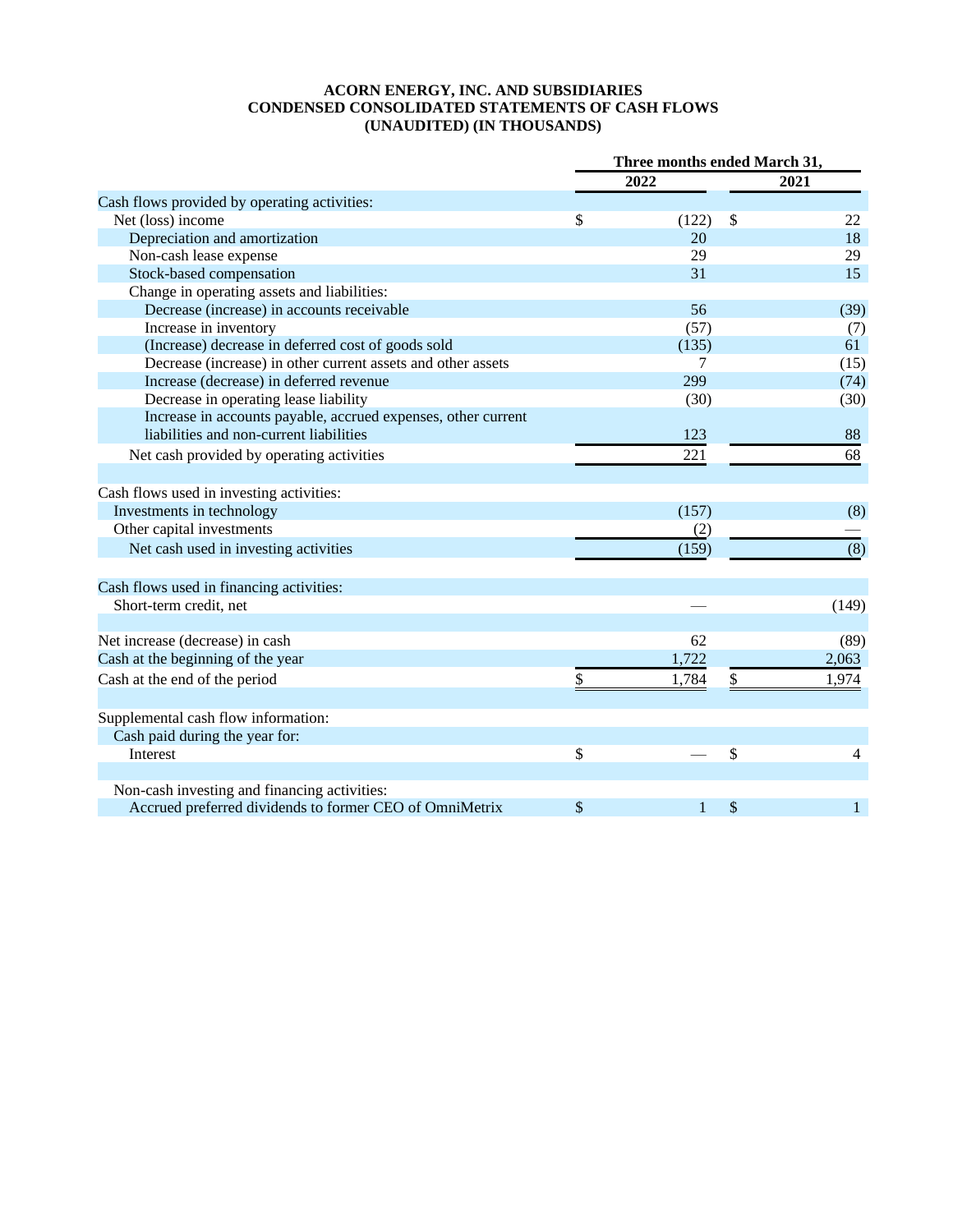**ACORN ENERGY, INC. AND SUBSIDIARIES**
**CONDENSED CONSOLIDATED STATEMENTS OF CASH FLOWS**
**(UNAUDITED) (IN THOUSANDS)**

| | Three months ended March 31, | |
|---|---|---|
| | **2022** | **2021** |
| Cash flows provided by operating activities: | | |
| Net (loss) income | $ (122) | $ 22 |
| Depreciation and amortization | 20 | 18 |
| Non-cash lease expense | 29 | 29 |
| Stock-based compensation | 31 | 15 |
| Change in operating assets and liabilities: | | |
| Decrease (increase) in accounts receivable | 56 | (39) |
| Increase in inventory | (57) | (7) |
| (Increase) decrease in deferred cost of goods sold | (135) | 61 |
| Decrease (increase) in other current assets and other assets | 7 | (15) |
| Increase (decrease) in deferred revenue | 299 | (74) |
| Decrease in operating lease liability | (30) | (30) |
| Increase in accounts payable, accrued expenses, other current liabilities and non-current liabilities | 123 | 88 |
| Net cash provided by operating activities | 221 | 68 |
| | | |
| Cash flows used in investing activities: | | |
| Investments in technology | (157) | (8) |
| Other capital investments | (2) | — |
| Net cash used in investing activities | (159) | (8) |
| | | |
| Cash flows used in financing activities: | | |
| Short-term credit, net | — | (149) |
| | | |
| Net increase (decrease) in cash | 62 | (89) |
| Cash at the beginning of the year | 1,722 | 2,063 |
| Cash at the end of the period | $ 1,784 | $ 1,974 |
| | | |
| Supplemental cash flow information: | | |
| Cash paid during the year for: | | |
| Interest | $ — | $ 4 |
| | | |
| Non-cash investing and financing activities: | | |
| Accrued preferred dividends to former CEO of OmniMetrix | $ 1 | $ 1 |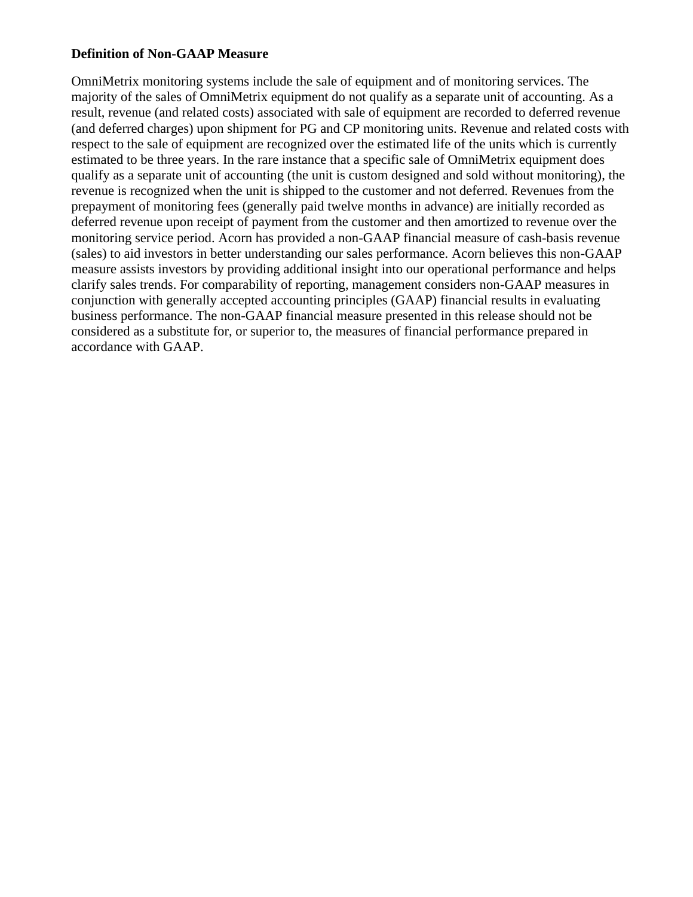**Definition of Non-GAAP Measure**

OmniMetrix monitoring systems include the sale of equipment and of monitoring services. The majority of the sales of OmniMetrix equipment do not qualify as a separate unit of accounting. As a result, revenue (and related costs) associated with sale of equipment are recorded to deferred revenue (and deferred charges) upon shipment for PG and CP monitoring units. Revenue and related costs with respect to the sale of equipment are recognized over the estimated life of the units which is currently estimated to be three years. In the rare instance that a specific sale of OmniMetrix equipment does qualify as a separate unit of accounting (the unit is custom designed and sold without monitoring), the revenue is recognized when the unit is shipped to the customer and not deferred. Revenues from the prepayment of monitoring fees (generally paid twelve months in advance) are initially recorded as deferred revenue upon receipt of payment from the customer and then amortized to revenue over the monitoring service period. Acorn has provided a non-GAAP financial measure of cash-basis revenue (sales) to aid investors in better understanding our sales performance. Acorn believes this non-GAAP measure assists investors by providing additional insight into our operational performance and helps clarify sales trends. For comparability of reporting, management considers non-GAAP measures in conjunction with generally accepted accounting principles (GAAP) financial results in evaluating business performance. The non-GAAP financial measure presented in this release should not be considered as a substitute for, or superior to, the measures of financial performance prepared in accordance with GAAP.